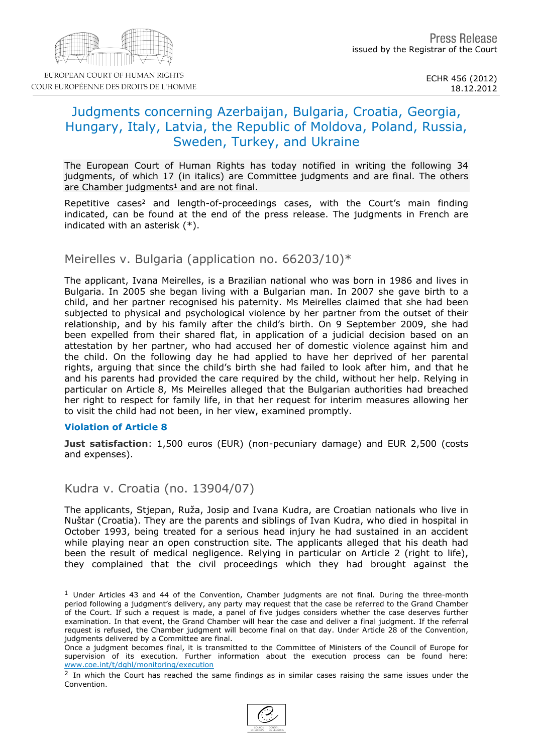Press Release
issued by the Registrar of the Court

ECHR 456 (2012)
18.12.2012

# Judgments concerning Azerbaijan, Bulgaria, Croatia, Georgia, Hungary, Italy, Latvia, the Republic of Moldova, Poland, Russia, Sweden, Turkey, and Ukraine

The European Court of Human Rights has today notified in writing the following 34 judgments, of which 17 (in italics) are Committee judgments and are final. The others are Chamber judgments[1] and are not final.

Repetitive cases[2] and length-of-proceedings cases, with the Court's main finding indicated, can be found at the end of the press release. The judgments in French are indicated with an asterisk (*).

## Meirelles v. Bulgaria (application no. 66203/10)*

The applicant, Ivana Meirelles, is a Brazilian national who was born in 1986 and lives in Bulgaria. In 2005 she began living with a Bulgarian man. In 2007 she gave birth to a child, and her partner recognised his paternity. Ms Meirelles claimed that she had been subjected to physical and psychological violence by her partner from the outset of their relationship, and by his family after the child's birth. On 9 September 2009, she had been expelled from their shared flat, in application of a judicial decision based on an attestation by her partner, who had accused her of domestic violence against him and the child. On the following day he had applied to have her deprived of her parental rights, arguing that since the child's birth she had failed to look after him, and that he and his parents had provided the care required by the child, without her help. Relying in particular on Article 8, Ms Meirelles alleged that the Bulgarian authorities had breached her right to respect for family life, in that her request for interim measures allowing her to visit the child had not been, in her view, examined promptly.

**Violation of Article 8**

**Just satisfaction**: 1,500 euros (EUR) (non-pecuniary damage) and EUR 2,500 (costs and expenses).

## Kudra v. Croatia (no. 13904/07)

The applicants, Stjepan, Ruža, Josip and Ivana Kudra, are Croatian nationals who live in Nuštar (Croatia). They are the parents and siblings of Ivan Kudra, who died in hospital in October 1993, being treated for a serious head injury he had sustained in an accident while playing near an open construction site. The applicants alleged that his death had been the result of medical negligence. Relying in particular on Article 2 (right to life), they complained that the civil proceedings which they had brought against the

---

[1] Under Articles 43 and 44 of the Convention, Chamber judgments are not final. During the three-month period following a judgment's delivery, any party may request that the case be referred to the Grand Chamber of the Court. If such a request is made, a panel of five judges considers whether the case deserves further examination. In that event, the Grand Chamber will hear the case and deliver a final judgment. If the referral request is refused, the Chamber judgment will become final on that day. Under Article 28 of the Convention, judgments delivered by a Committee are final.

Once a judgment becomes final, it is transmitted to the Committee of Ministers of the Council of Europe for supervision of its execution. Further information about the execution process can be found here: [www.coe.int/t/dghl/monitoring/execution](www.coe.int/t/dghl/monitoring/execution)

[2] In which the Court has reached the same findings as in similar cases raising the same issues under the Convention.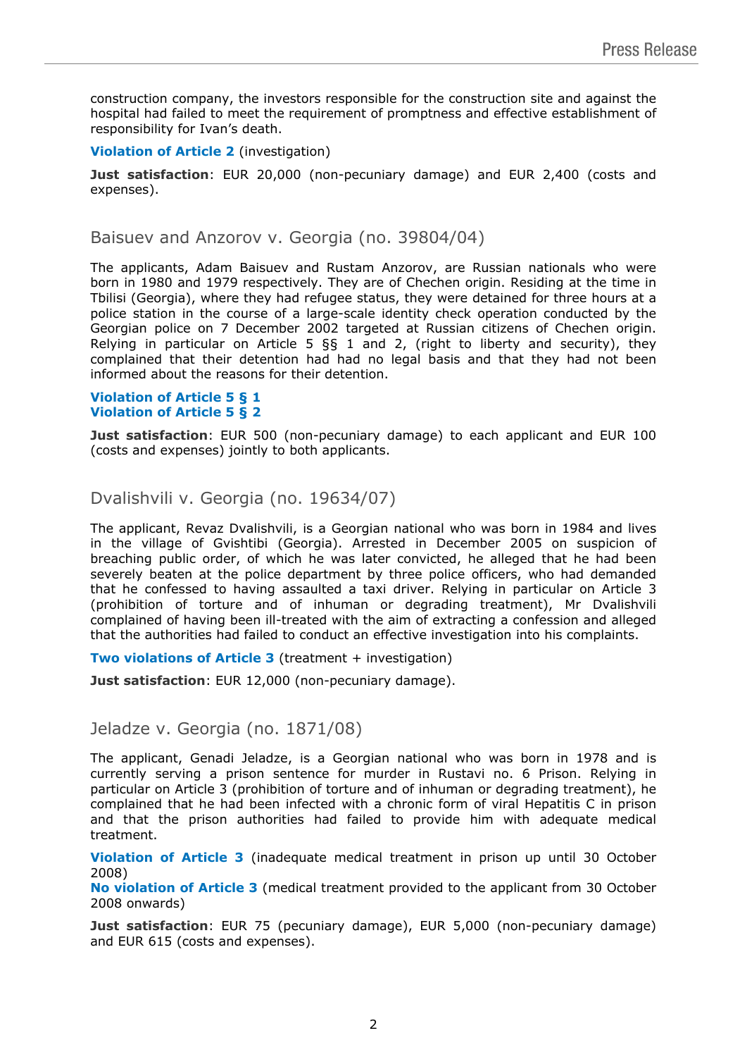construction company, the investors responsible for the construction site and against the hospital had failed to meet the requirement of promptness and effective establishment of responsibility for Ivan's death.

**Violation of Article 2** (investigation)

**Just satisfaction**: EUR 20,000 (non-pecuniary damage) and EUR 2,400 (costs and expenses).

## Baisuev and Anzorov v. Georgia (no. 39804/04)

The applicants, Adam Baisuev and Rustam Anzorov, are Russian nationals who were born in 1980 and 1979 respectively. They are of Chechen origin. Residing at the time in Tbilisi (Georgia), where they had refugee status, they were detained for three hours at a police station in the course of a large-scale identity check operation conducted by the Georgian police on 7 December 2002 targeted at Russian citizens of Chechen origin. Relying in particular on Article 5 §§ 1 and 2, (right to liberty and security), they complained that their detention had had no legal basis and that they had not been informed about the reasons for their detention.

**Violation of Article 5 § 1**
**Violation of Article 5 § 2**

**Just satisfaction**: EUR 500 (non-pecuniary damage) to each applicant and EUR 100 (costs and expenses) jointly to both applicants.

## Dvalishvili v. Georgia (no. 19634/07)

The applicant, Revaz Dvalishvili, is a Georgian national who was born in 1984 and lives in the village of Gvishtibi (Georgia). Arrested in December 2005 on suspicion of breaching public order, of which he was later convicted, he alleged that he had been severely beaten at the police department by three police officers, who had demanded that he confessed to having assaulted a taxi driver. Relying in particular on Article 3 (prohibition of torture and of inhuman or degrading treatment), Mr Dvalishvili complained of having been ill-treated with the aim of extracting a confession and alleged that the authorities had failed to conduct an effective investigation into his complaints.

**Two violations of Article 3** (treatment + investigation)

**Just satisfaction**: EUR 12,000 (non-pecuniary damage).

## Jeladze v. Georgia (no. 1871/08)

The applicant, Genadi Jeladze, is a Georgian national who was born in 1978 and is currently serving a prison sentence for murder in Rustavi no. 6 Prison. Relying in particular on Article 3 (prohibition of torture and of inhuman or degrading treatment), he complained that he had been infected with a chronic form of viral Hepatitis C in prison and that the prison authorities had failed to provide him with adequate medical treatment.

**Violation of Article 3** (inadequate medical treatment in prison up until 30 October 2008)
**No violation of Article 3** (medical treatment provided to the applicant from 30 October 2008 onwards)

**Just satisfaction**: EUR 75 (pecuniary damage), EUR 5,000 (non-pecuniary damage) and EUR 615 (costs and expenses).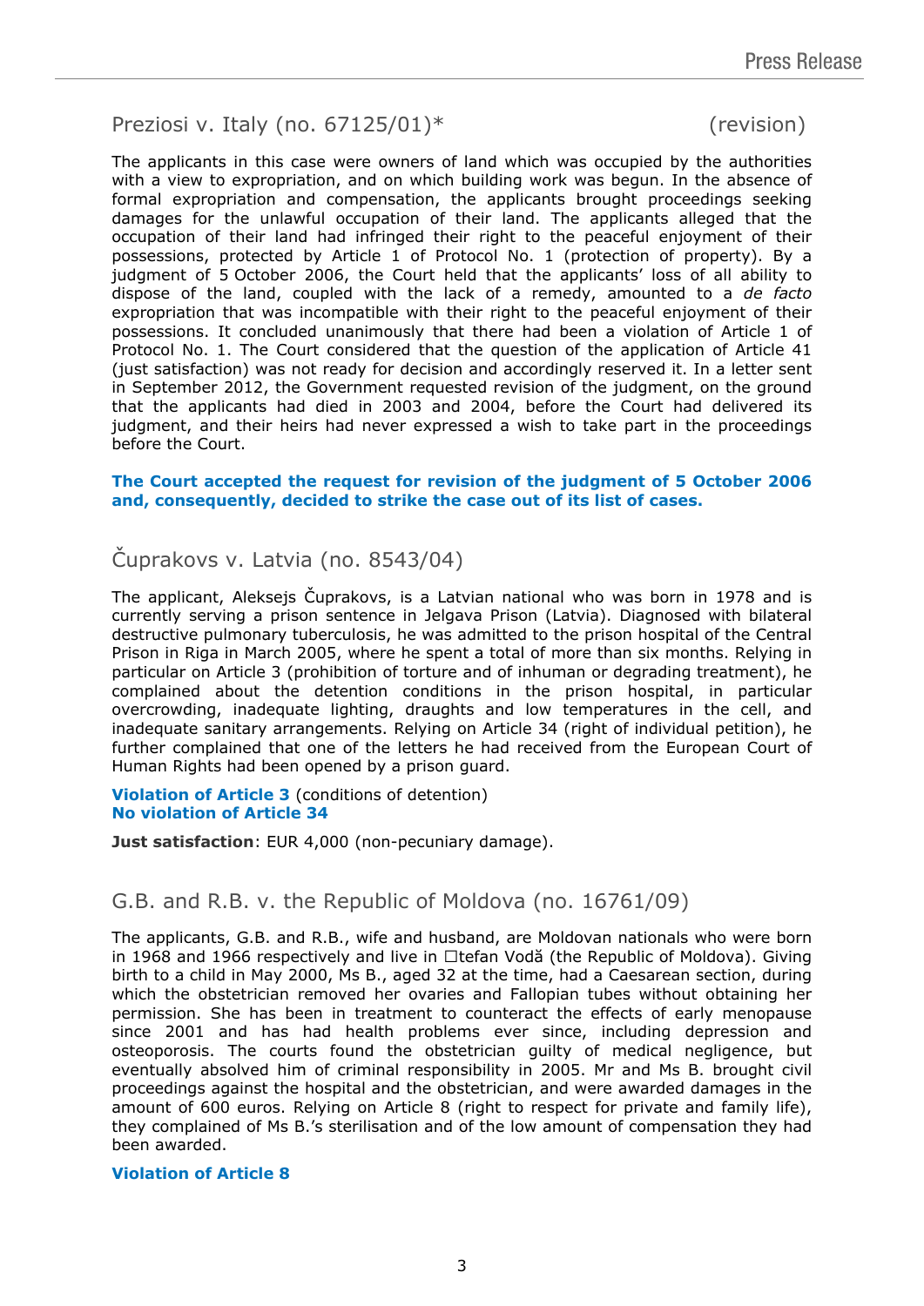## Preziosi v. Italy (no. 67125/01)* (revision)

The applicants in this case were owners of land which was occupied by the authorities with a view to expropriation, and on which building work was begun. In the absence of formal expropriation and compensation, the applicants brought proceedings seeking damages for the unlawful occupation of their land. The applicants alleged that the occupation of their land had infringed their right to the peaceful enjoyment of their possessions, protected by Article 1 of Protocol No. 1 (protection of property). By a judgment of 5 October 2006, the Court held that the applicants' loss of all ability to dispose of the land, coupled with the lack of a remedy, amounted to a *de facto* expropriation that was incompatible with their right to the peaceful enjoyment of their possessions. It concluded unanimously that there had been a violation of Article 1 of Protocol No. 1. The Court considered that the question of the application of Article 41 (just satisfaction) was not ready for decision and accordingly reserved it. In a letter sent in September 2012, the Government requested revision of the judgment, on the ground that the applicants had died in 2003 and 2004, before the Court had delivered its judgment, and their heirs had never expressed a wish to take part in the proceedings before the Court.

**The Court accepted the request for revision of the judgment of 5 October 2006 and, consequently, decided to strike the case out of its list of cases.**

## Čuprakovs v. Latvia (no. 8543/04)

The applicant, Aleksejs Čuprakovs, is a Latvian national who was born in 1978 and is currently serving a prison sentence in Jelgava Prison (Latvia). Diagnosed with bilateral destructive pulmonary tuberculosis, he was admitted to the prison hospital of the Central Prison in Riga in March 2005, where he spent a total of more than six months. Relying in particular on Article 3 (prohibition of torture and of inhuman or degrading treatment), he complained about the detention conditions in the prison hospital, in particular overcrowding, inadequate lighting, draughts and low temperatures in the cell, and inadequate sanitary arrangements. Relying on Article 34 (right of individual petition), he further complained that one of the letters he had received from the European Court of Human Rights had been opened by a prison guard.

**Violation of Article 3** (conditions of detention)
**No violation of Article 34**

**Just satisfaction**: EUR 4,000 (non-pecuniary damage).

## G.B. and R.B. v. the Republic of Moldova (no. 16761/09)

The applicants, G.B. and R.B., wife and husband, are Moldovan nationals who were born in 1968 and 1966 respectively and live in Ştefan Vodă (the Republic of Moldova). Giving birth to a child in May 2000, Ms B., aged 32 at the time, had a Caesarean section, during which the obstetrician removed her ovaries and Fallopian tubes without obtaining her permission. She has been in treatment to counteract the effects of early menopause since 2001 and has had health problems ever since, including depression and osteoporosis. The courts found the obstetrician guilty of medical negligence, but eventually absolved him of criminal responsibility in 2005. Mr and Ms B. brought civil proceedings against the hospital and the obstetrician, and were awarded damages in the amount of 600 euros. Relying on Article 8 (right to respect for private and family life), they complained of Ms B.'s sterilisation and of the low amount of compensation they had been awarded.

**Violation of Article 8**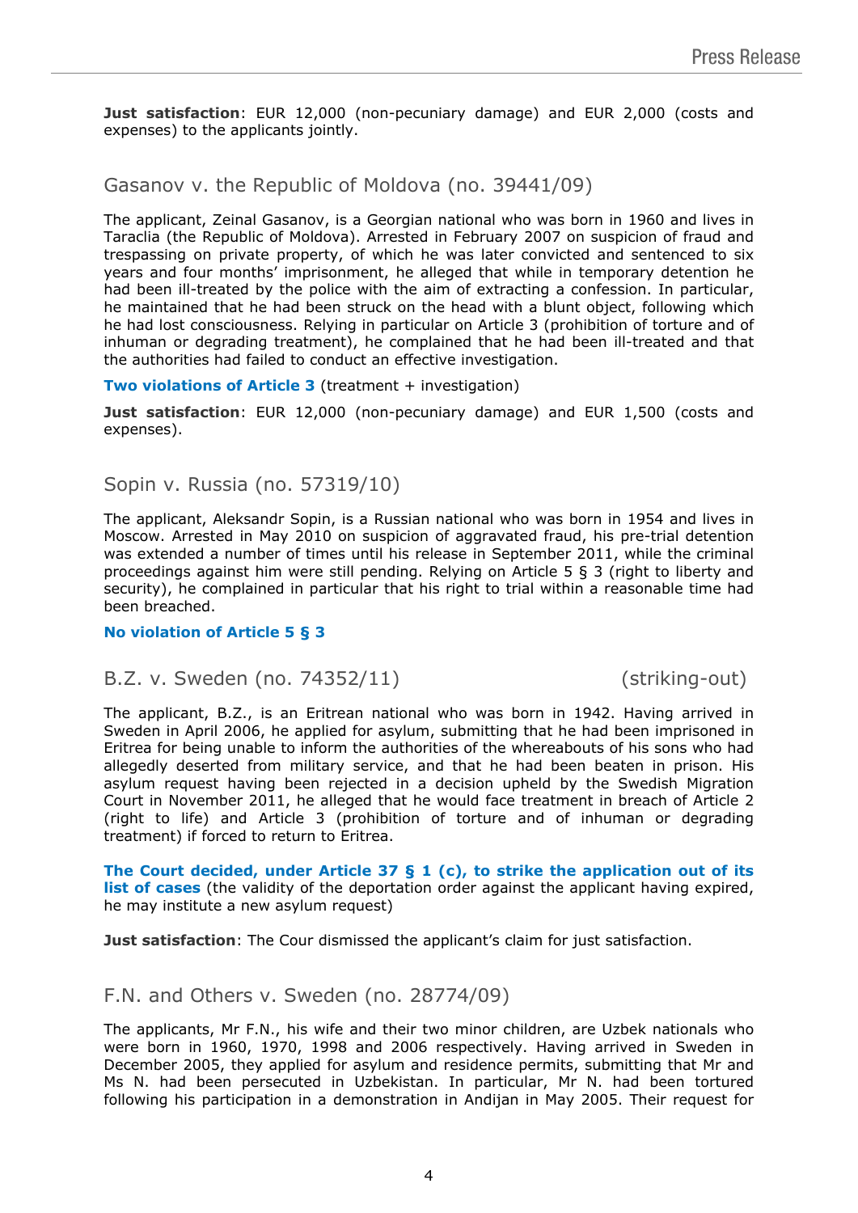**Just satisfaction**: EUR 12,000 (non-pecuniary damage) and EUR 2,000 (costs and expenses) to the applicants jointly.

## Gasanov v. the Republic of Moldova (no. 39441/09)

The applicant, Zeinal Gasanov, is a Georgian national who was born in 1960 and lives in Taraclia (the Republic of Moldova). Arrested in February 2007 on suspicion of fraud and trespassing on private property, of which he was later convicted and sentenced to six years and four months' imprisonment, he alleged that while in temporary detention he had been ill-treated by the police with the aim of extracting a confession. In particular, he maintained that he had been struck on the head with a blunt object, following which he had lost consciousness. Relying in particular on Article 3 (prohibition of torture and of inhuman or degrading treatment), he complained that he had been ill-treated and that the authorities had failed to conduct an effective investigation.

**Two violations of Article 3** (treatment + investigation)

**Just satisfaction**: EUR 12,000 (non-pecuniary damage) and EUR 1,500 (costs and expenses).

## Sopin v. Russia (no. 57319/10)

The applicant, Aleksandr Sopin, is a Russian national who was born in 1954 and lives in Moscow. Arrested in May 2010 on suspicion of aggravated fraud, his pre-trial detention was extended a number of times until his release in September 2011, while the criminal proceedings against him were still pending. Relying on Article 5 § 3 (right to liberty and security), he complained in particular that his right to trial within a reasonable time had been breached.

**No violation of Article 5 § 3**

## B.Z. v. Sweden (no. 74352/11) (striking-out)

The applicant, B.Z., is an Eritrean national who was born in 1942. Having arrived in Sweden in April 2006, he applied for asylum, submitting that he had been imprisoned in Eritrea for being unable to inform the authorities of the whereabouts of his sons who had allegedly deserted from military service, and that he had been beaten in prison. His asylum request having been rejected in a decision upheld by the Swedish Migration Court in November 2011, he alleged that he would face treatment in breach of Article 2 (right to life) and Article 3 (prohibition of torture and of inhuman or degrading treatment) if forced to return to Eritrea.

**The Court decided, under Article 37 § 1 (c), to strike the application out of its list of cases** (the validity of the deportation order against the applicant having expired, he may institute a new asylum request)

**Just satisfaction**: The Cour dismissed the applicant's claim for just satisfaction.

## F.N. and Others v. Sweden (no. 28774/09)

The applicants, Mr F.N., his wife and their two minor children, are Uzbek nationals who were born in 1960, 1970, 1998 and 2006 respectively. Having arrived in Sweden in December 2005, they applied for asylum and residence permits, submitting that Mr and Ms N. had been persecuted in Uzbekistan. In particular, Mr N. had been tortured following his participation in a demonstration in Andijan in May 2005. Their request for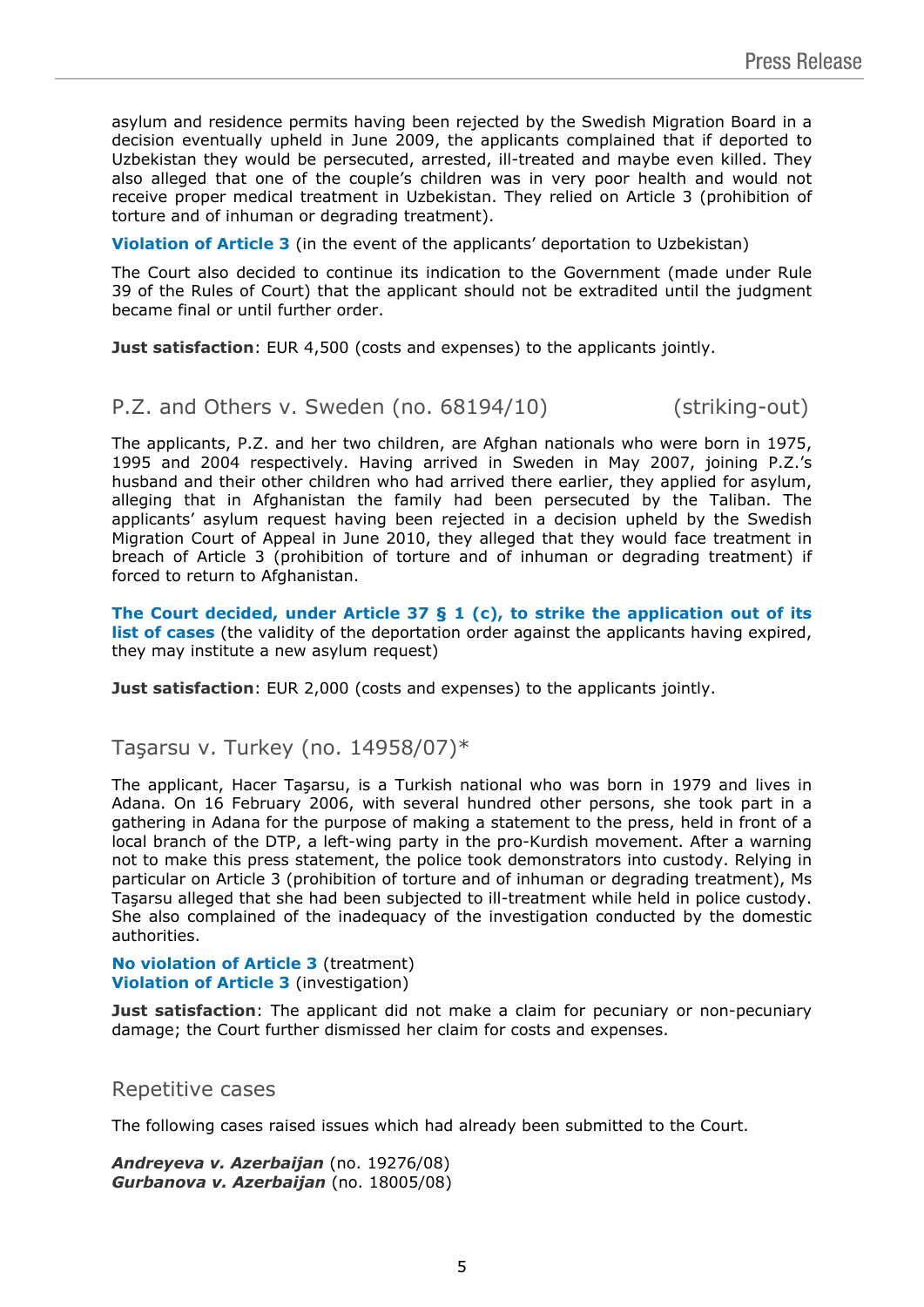asylum and residence permits having been rejected by the Swedish Migration Board in a decision eventually upheld in June 2009, the applicants complained that if deported to Uzbekistan they would be persecuted, arrested, ill-treated and maybe even killed. They also alleged that one of the couple's children was in very poor health and would not receive proper medical treatment in Uzbekistan. They relied on Article 3 (prohibition of torture and of inhuman or degrading treatment).

**Violation of Article 3** (in the event of the applicants' deportation to Uzbekistan)

The Court also decided to continue its indication to the Government (made under Rule 39 of the Rules of Court) that the applicant should not be extradited until the judgment became final or until further order.

**Just satisfaction**: EUR 4,500 (costs and expenses) to the applicants jointly.

## P.Z. and Others v. Sweden (no. 68194/10) (striking-out)

The applicants, P.Z. and her two children, are Afghan nationals who were born in 1975, 1995 and 2004 respectively. Having arrived in Sweden in May 2007, joining P.Z.'s husband and their other children who had arrived there earlier, they applied for asylum, alleging that in Afghanistan the family had been persecuted by the Taliban. The applicants' asylum request having been rejected in a decision upheld by the Swedish Migration Court of Appeal in June 2010, they alleged that they would face treatment in breach of Article 3 (prohibition of torture and of inhuman or degrading treatment) if forced to return to Afghanistan.

**The Court decided, under Article 37 § 1 (c), to strike the application out of its list of cases** (the validity of the deportation order against the applicants having expired, they may institute a new asylum request)

**Just satisfaction**: EUR 2,000 (costs and expenses) to the applicants jointly.

## Taşarsu v. Turkey (no. 14958/07)*

The applicant, Hacer Taşarsu, is a Turkish national who was born in 1979 and lives in Adana. On 16 February 2006, with several hundred other persons, she took part in a gathering in Adana for the purpose of making a statement to the press, held in front of a local branch of the DTP, a left-wing party in the pro-Kurdish movement. After a warning not to make this press statement, the police took demonstrators into custody. Relying in particular on Article 3 (prohibition of torture and of inhuman or degrading treatment), Ms Taşarsu alleged that she had been subjected to ill-treatment while held in police custody. She also complained of the inadequacy of the investigation conducted by the domestic authorities.

**No violation of Article 3** (treatment)
**Violation of Article 3** (investigation)

**Just satisfaction**: The applicant did not make a claim for pecuniary or non-pecuniary damage; the Court further dismissed her claim for costs and expenses.

## Repetitive cases

The following cases raised issues which had already been submitted to the Court.

***Andreyeva v. Azerbaijan*** (no. 19276/08)
***Gurbanova v. Azerbaijan*** (no. 18005/08)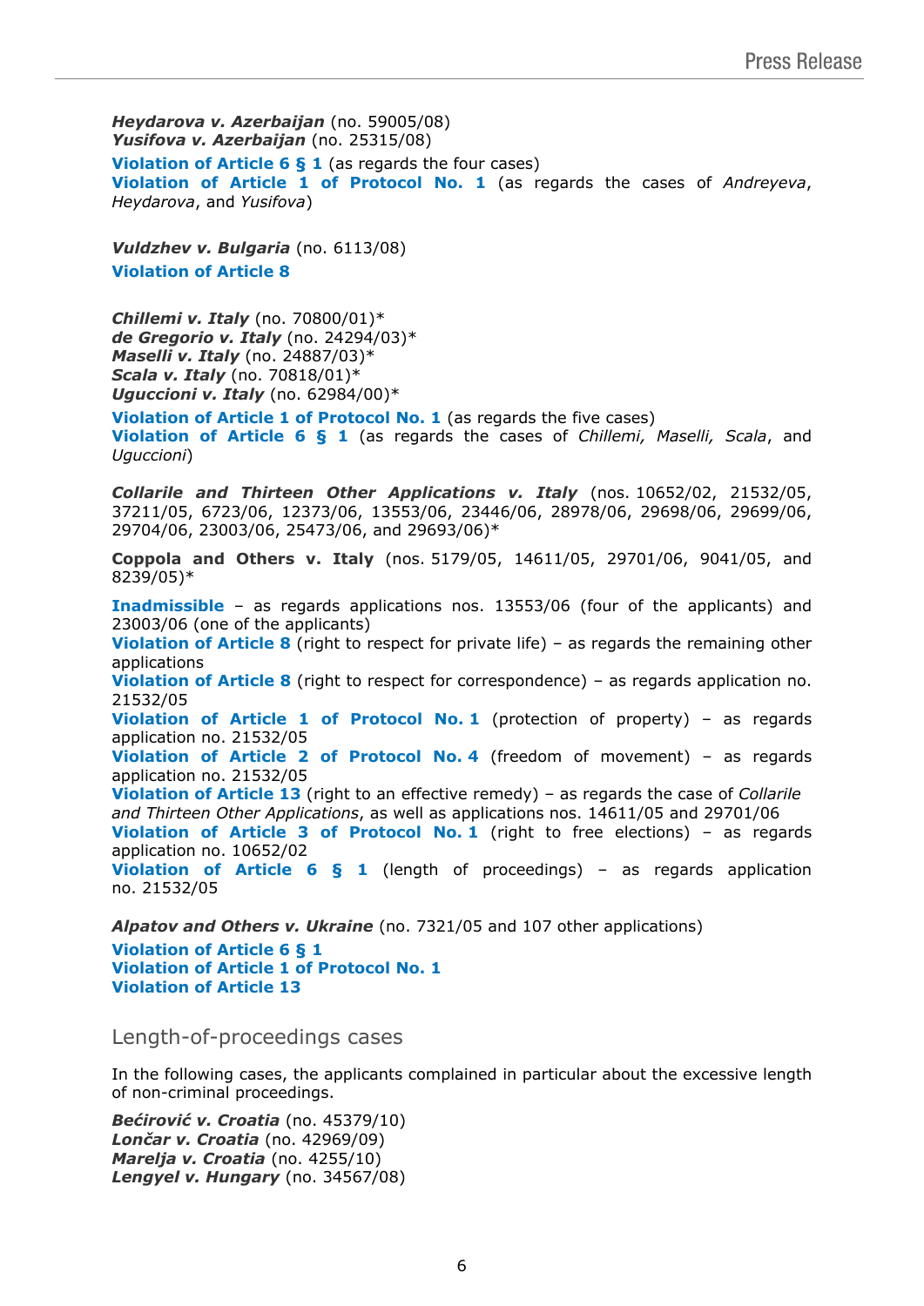***Heydarova v. Azerbaijan*** (no. 59005/08)
***Yusifova v. Azerbaijan*** (no. 25315/08)

**Violation of Article 6 § 1** (as regards the four cases)
**Violation of Article 1 of Protocol No. 1** (as regards the cases of *Andreyeva*, *Heydarova*, and *Yusifova*)

***Vuldzhev v. Bulgaria*** (no. 6113/08)
**Violation of Article 8**

***Chillemi v. Italy*** (no. 70800/01)*
***de Gregorio v. Italy*** (no. 24294/03)*
***Maselli v. Italy*** (no. 24887/03)*
***Scala v. Italy*** (no. 70818/01)*
***Uguccioni v. Italy*** (no. 62984/00)*

**Violation of Article 1 of Protocol No. 1** (as regards the five cases)
**Violation of Article 6 § 1** (as regards the cases of *Chillemi, Maselli, Scala*, and *Uguccioni*)

***Collarile and Thirteen Other Applications v. Italy*** (nos. 10652/02, 21532/05, 37211/05, 6723/06, 12373/06, 13553/06, 23446/06, 28978/06, 29698/06, 29699/06, 29704/06, 23003/06, 25473/06, and 29693/06)*

**Coppola and Others v. Italy** (nos. 5179/05, 14611/05, 29701/06, 9041/05, and 8239/05)*

**Inadmissible** – as regards applications nos. 13553/06 (four of the applicants) and 23003/06 (one of the applicants)
**Violation of Article 8** (right to respect for private life) – as regards the remaining other applications
**Violation of Article 8** (right to respect for correspondence) – as regards application no. 21532/05
**Violation of Article 1 of Protocol No. 1** (protection of property) – as regards application no. 21532/05
**Violation of Article 2 of Protocol No. 4** (freedom of movement) – as regards application no. 21532/05
**Violation of Article 13** (right to an effective remedy) – as regards the case of *Collarile and Thirteen Other Applications*, as well as applications nos. 14611/05 and 29701/06
**Violation of Article 3 of Protocol No. 1** (right to free elections) – as regards application no. 10652/02
**Violation of Article 6 § 1** (length of proceedings) – as regards application no. 21532/05

***Alpatov and Others v. Ukraine*** (no. 7321/05 and 107 other applications)

**Violation of Article 6 § 1**
**Violation of Article 1 of Protocol No. 1**
**Violation of Article 13**

## Length-of-proceedings cases

In the following cases, the applicants complained in particular about the excessive length of non-criminal proceedings.

***Bećirović v. Croatia*** (no. 45379/10)
***Lončar v. Croatia*** (no. 42969/09)
***Marelja v. Croatia*** (no. 4255/10)
***Lengyel v. Hungary*** (no. 34567/08)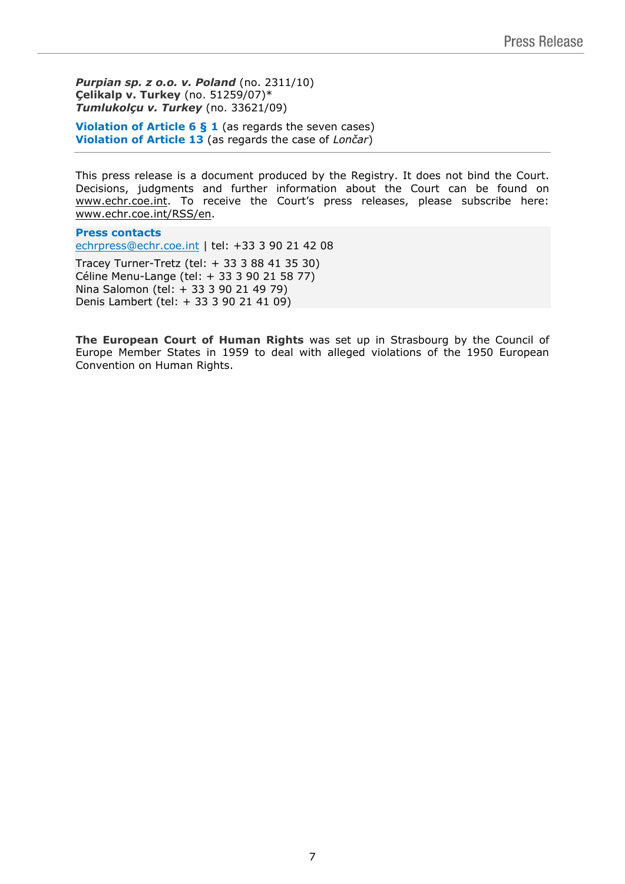***Purpian sp. z o.o. v. Poland*** (no. 2311/10)
**Çelikalp v. Turkey** (no. 51259/07)*
***Tumlukolçu v. Turkey*** (no. 33621/09)

**Violation of Article 6 § 1** (as regards the seven cases)
**Violation of Article 13** (as regards the case of *Lončar*)

---

This press release is a document produced by the Registry. It does not bind the Court. Decisions, judgments and further information about the Court can be found on www.echr.coe.int. To receive the Court's press releases, please subscribe here: www.echr.coe.int/RSS/en.

**Press contacts**
echrpress@echr.coe.int | tel: +33 3 90 21 42 08

Tracey Turner-Tretz (tel: + 33 3 88 41 35 30)
Céline Menu-Lange (tel: + 33 3 90 21 58 77)
Nina Salomon (tel: + 33 3 90 21 49 79)
Denis Lambert (tel: + 33 3 90 21 41 09)

**The European Court of Human Rights** was set up in Strasbourg by the Council of Europe Member States in 1959 to deal with alleged violations of the 1950 European Convention on Human Rights.